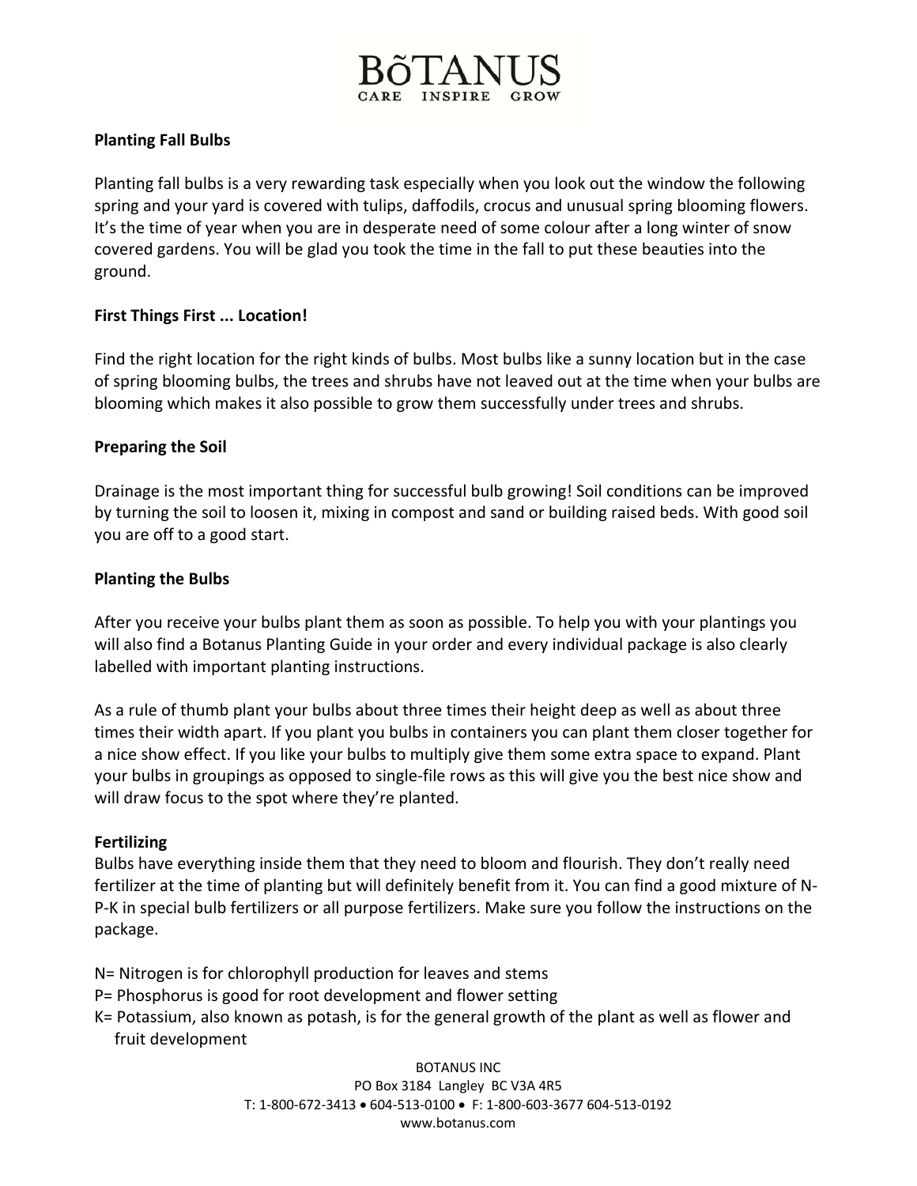# BõTANUS
CARE INSPIRE GROW

## Planting Fall Bulbs

Planting fall bulbs is a very rewarding task especially when you look out the window the following spring and your yard is covered with tulips, daffodils, crocus and unusual spring blooming flowers. It's the time of year when you are in desperate need of some colour after a long winter of snow covered gardens. You will be glad you took the time in the fall to put these beauties into the ground.

## First Things First ... Location!

Find the right location for the right kinds of bulbs. Most bulbs like a sunny location but in the case of spring blooming bulbs, the trees and shrubs have not leaved out at the time when your bulbs are blooming which makes it also possible to grow them successfully under trees and shrubs.

## Preparing the Soil

Drainage is the most important thing for successful bulb growing! Soil conditions can be improved by turning the soil to loosen it, mixing in compost and sand or building raised beds. With good soil you are off to a good start.

## Planting the Bulbs

After you receive your bulbs plant them as soon as possible. To help you with your plantings you will also find a Botanus Planting Guide in your order and every individual package is also clearly labelled with important planting instructions.

As a rule of thumb plant your bulbs about three times their height deep as well as about three times their width apart. If you plant you bulbs in containers you can plant them closer together for a nice show effect. If you like your bulbs to multiply give them some extra space to expand. Plant your bulbs in groupings as opposed to single-file rows as this will give you the best nice show and will draw focus to the spot where they're planted.

## Fertilizing

Bulbs have everything inside them that they need to bloom and flourish. They don't really need fertilizer at the time of planting but will definitely benefit from it. You can find a good mixture of N-P-K in special bulb fertilizers or all purpose fertilizers. Make sure you follow the instructions on the package.

N= Nitrogen is for chlorophyll production for leaves and stems
P= Phosphorus is good for root development and flower setting
K= Potassium, also known as potash, is for the general growth of the plant as well as flower and fruit development

BOTANUS INC
PO Box 3184 Langley BC V3A 4R5
T: 1-800-672-3413 • 604-513-0100 • F: 1-800-603-3677 604-513-0192
www.botanus.com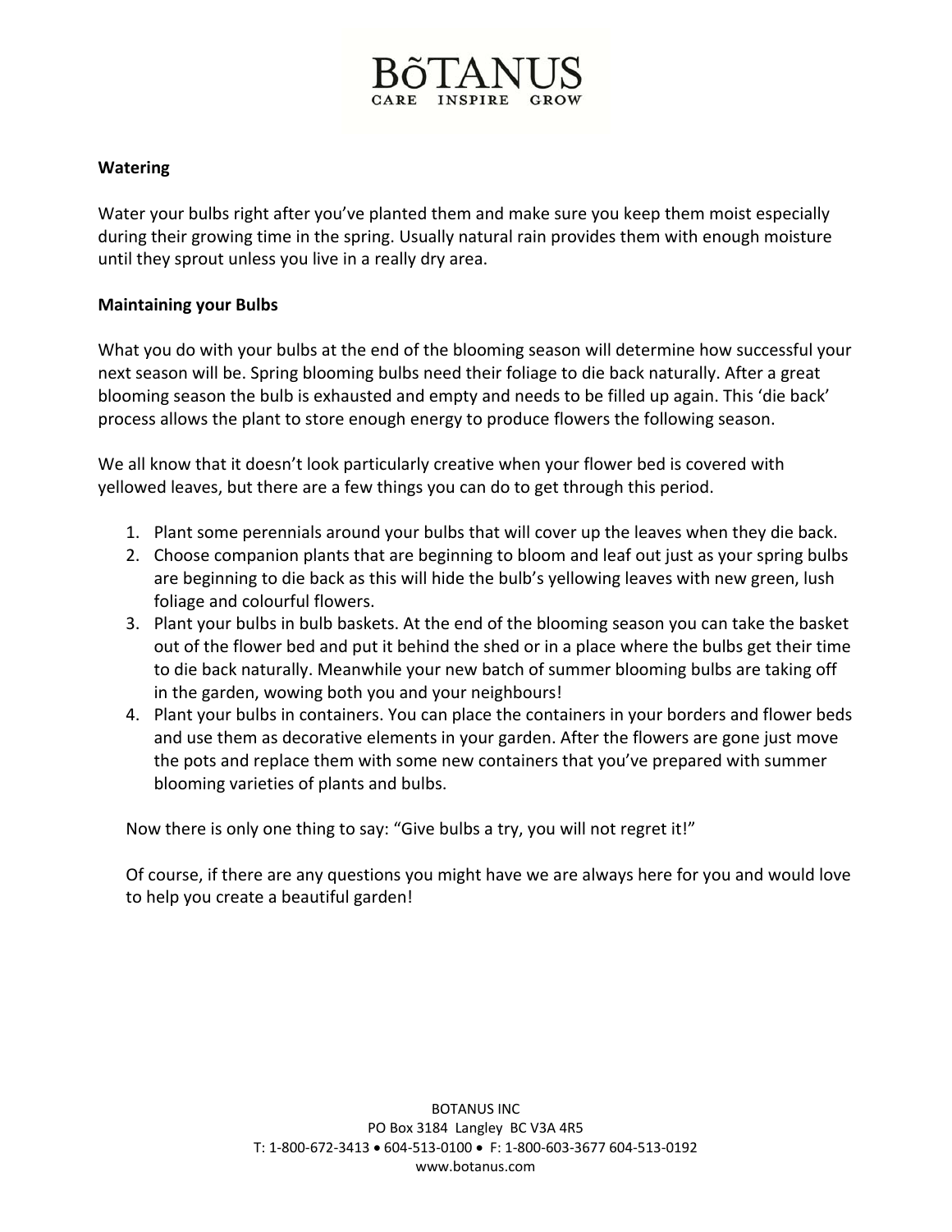**Watering**

Water your bulbs right after you've planted them and make sure you keep them moist especially during their growing time in the spring. Usually natural rain provides them with enough moisture until they sprout unless you live in a really dry area.

**Maintaining your Bulbs**

What you do with your bulbs at the end of the blooming season will determine how successful your next season will be. Spring blooming bulbs need their foliage to die back naturally. After a great blooming season the bulb is exhausted and empty and needs to be filled up again. This 'die back' process allows the plant to store enough energy to produce flowers the following season.

We all know that it doesn't look particularly creative when your flower bed is covered with yellowed leaves, but there are a few things you can do to get through this period.

1. Plant some perennials around your bulbs that will cover up the leaves when they die back.
2. Choose companion plants that are beginning to bloom and leaf out just as your spring bulbs are beginning to die back as this will hide the bulb's yellowing leaves with new green, lush foliage and colourful flowers.
3. Plant your bulbs in bulb baskets. At the end of the blooming season you can take the basket out of the flower bed and put it behind the shed or in a place where the bulbs get their time to die back naturally. Meanwhile your new batch of summer blooming bulbs are taking off in the garden, wowing both you and your neighbours!
4. Plant your bulbs in containers. You can place the containers in your borders and flower beds and use them as decorative elements in your garden. After the flowers are gone just move the pots and replace them with some new containers that you've prepared with summer blooming varieties of plants and bulbs.

Now there is only one thing to say: "Give bulbs a try, you will not regret it!"

Of course, if there are any questions you might have we are always here for you and would love to help you create a beautiful garden!